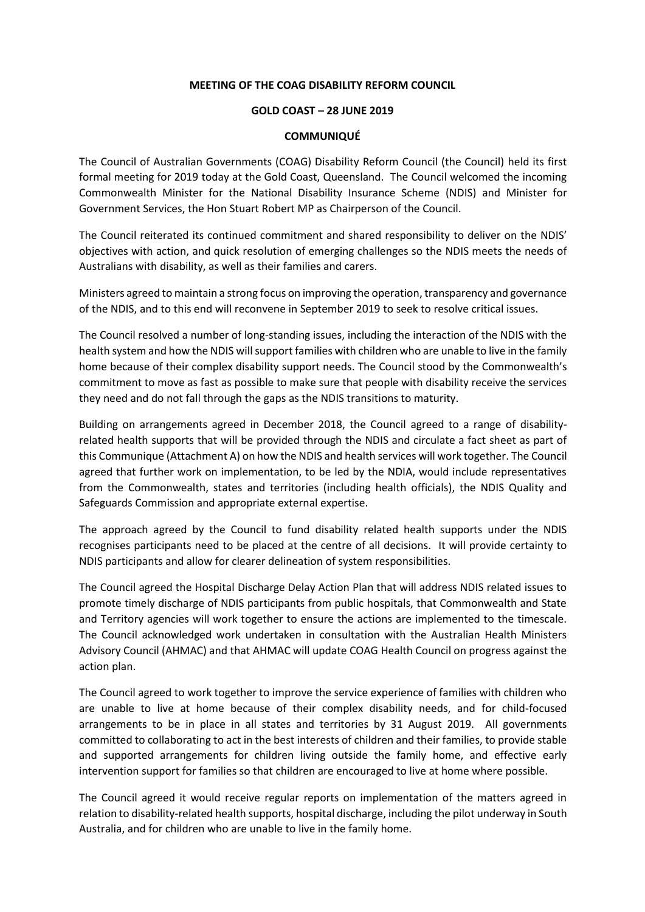**MEETING OF THE COAG DISABILITY REFORM COUNCIL**

**GOLD COAST – 28 JUNE 2019**

**COMMUNIQUÉ**

The Council of Australian Governments (COAG) Disability Reform Council (the Council) held its first formal meeting for 2019 today at the Gold Coast, Queensland. The Council welcomed the incoming Commonwealth Minister for the National Disability Insurance Scheme (NDIS) and Minister for Government Services, the Hon Stuart Robert MP as Chairperson of the Council.

The Council reiterated its continued commitment and shared responsibility to deliver on the NDIS' objectives with action, and quick resolution of emerging challenges so the NDIS meets the needs of Australians with disability, as well as their families and carers.

Ministers agreed to maintain a strong focus on improving the operation, transparency and governance of the NDIS, and to this end will reconvene in September 2019 to seek to resolve critical issues.

The Council resolved a number of long-standing issues, including the interaction of the NDIS with the health system and how the NDIS will support families with children who are unable to live in the family home because of their complex disability support needs. The Council stood by the Commonwealth's commitment to move as fast as possible to make sure that people with disability receive the services they need and do not fall through the gaps as the NDIS transitions to maturity.

Building on arrangements agreed in December 2018, the Council agreed to a range of disability-related health supports that will be provided through the NDIS and circulate a fact sheet as part of this Communique (Attachment A) on how the NDIS and health services will work together. The Council agreed that further work on implementation, to be led by the NDIA, would include representatives from the Commonwealth, states and territories (including health officials), the NDIS Quality and Safeguards Commission and appropriate external expertise.

The approach agreed by the Council to fund disability related health supports under the NDIS recognises participants need to be placed at the centre of all decisions. It will provide certainty to NDIS participants and allow for clearer delineation of system responsibilities.

The Council agreed the Hospital Discharge Delay Action Plan that will address NDIS related issues to promote timely discharge of NDIS participants from public hospitals, that Commonwealth and State and Territory agencies will work together to ensure the actions are implemented to the timescale. The Council acknowledged work undertaken in consultation with the Australian Health Ministers Advisory Council (AHMAC) and that AHMAC will update COAG Health Council on progress against the action plan.

The Council agreed to work together to improve the service experience of families with children who are unable to live at home because of their complex disability needs, and for child-focused arrangements to be in place in all states and territories by 31 August 2019. All governments committed to collaborating to act in the best interests of children and their families, to provide stable and supported arrangements for children living outside the family home, and effective early intervention support for families so that children are encouraged to live at home where possible.

The Council agreed it would receive regular reports on implementation of the matters agreed in relation to disability-related health supports, hospital discharge, including the pilot underway in South Australia, and for children who are unable to live in the family home.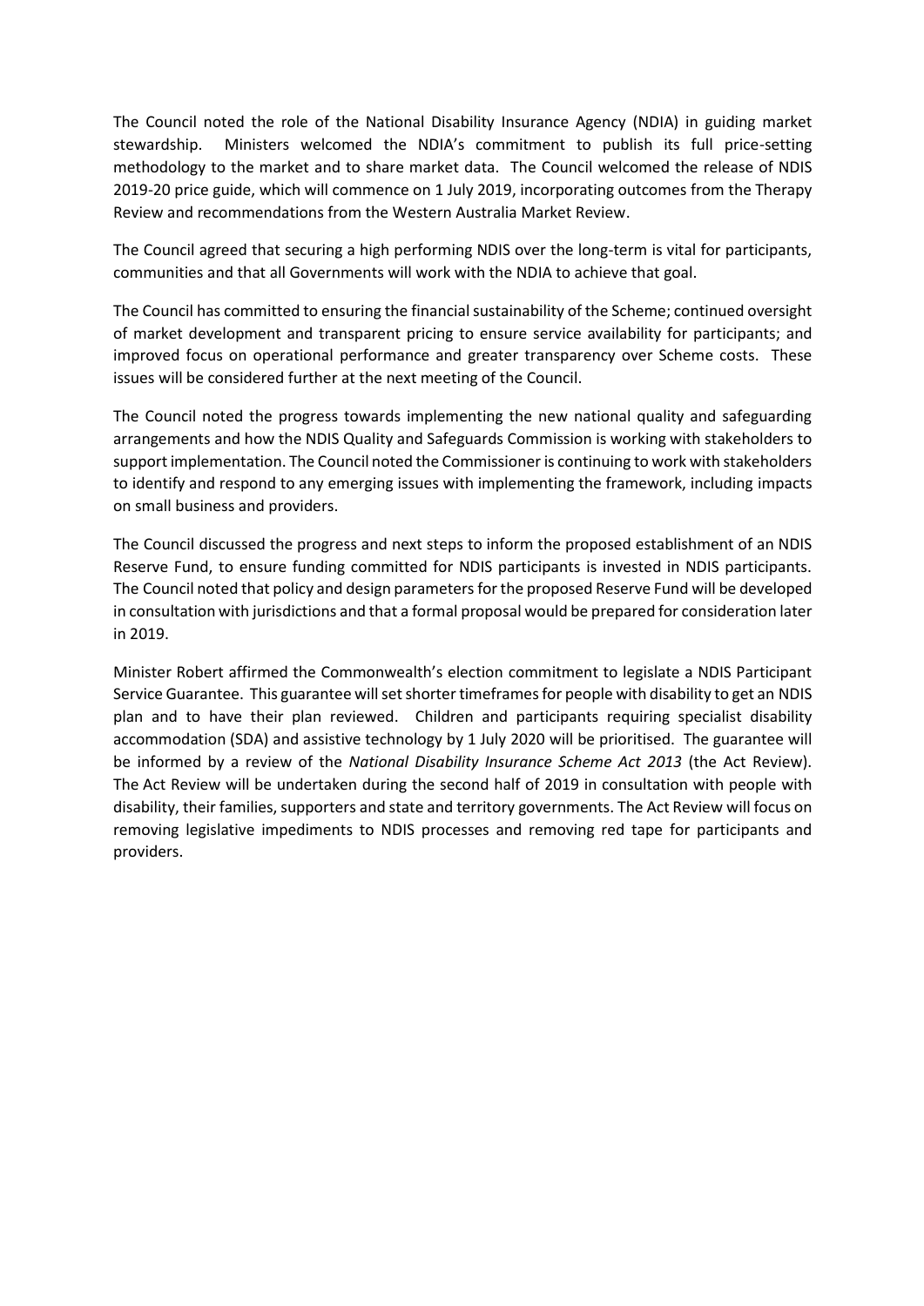The Council noted the role of the National Disability Insurance Agency (NDIA) in guiding market stewardship. Ministers welcomed the NDIA's commitment to publish its full price-setting methodology to the market and to share market data. The Council welcomed the release of NDIS 2019-20 price guide, which will commence on 1 July 2019, incorporating outcomes from the Therapy Review and recommendations from the Western Australia Market Review.

The Council agreed that securing a high performing NDIS over the long-term is vital for participants, communities and that all Governments will work with the NDIA to achieve that goal.

The Council has committed to ensuring the financial sustainability of the Scheme; continued oversight of market development and transparent pricing to ensure service availability for participants; and improved focus on operational performance and greater transparency over Scheme costs. These issues will be considered further at the next meeting of the Council.

The Council noted the progress towards implementing the new national quality and safeguarding arrangements and how the NDIS Quality and Safeguards Commission is working with stakeholders to support implementation. The Council noted the Commissioner is continuing to work with stakeholders to identify and respond to any emerging issues with implementing the framework, including impacts on small business and providers.

The Council discussed the progress and next steps to inform the proposed establishment of an NDIS Reserve Fund, to ensure funding committed for NDIS participants is invested in NDIS participants. The Council noted that policy and design parameters for the proposed Reserve Fund will be developed in consultation with jurisdictions and that a formal proposal would be prepared for consideration later in 2019.

Minister Robert affirmed the Commonwealth's election commitment to legislate a NDIS Participant Service Guarantee. This guarantee will set shorter timeframes for people with disability to get an NDIS plan and to have their plan reviewed. Children and participants requiring specialist disability accommodation (SDA) and assistive technology by 1 July 2020 will be prioritised. The guarantee will be informed by a review of the *National Disability Insurance Scheme Act 2013* (the Act Review). The Act Review will be undertaken during the second half of 2019 in consultation with people with disability, their families, supporters and state and territory governments. The Act Review will focus on removing legislative impediments to NDIS processes and removing red tape for participants and providers.